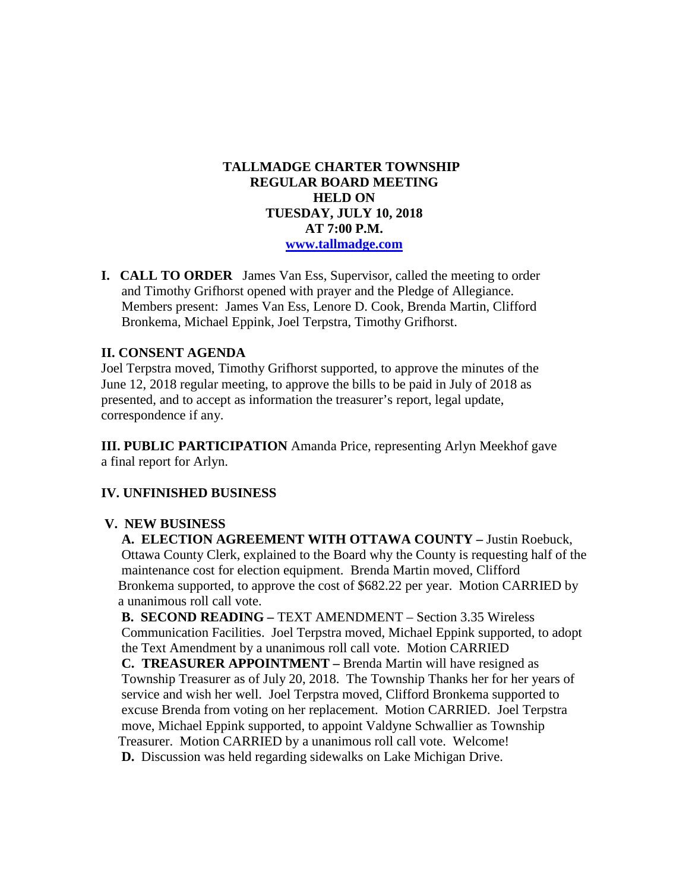# TALLMADGE CHARTER TOWNSHIP
## REGULAR BOARD MEETING
## HELD ON
## TUESDAY, JULY 10, 2018
## AT 7:00 P.M.
[www.tallmadge.com](http://www.tallmadge.com)

**I. CALL TO ORDER** James Van Ess, Supervisor, called the meeting to order and Timothy Grifhorst opened with prayer and the Pledge of Allegiance. Members present: James Van Ess, Lenore D. Cook, Brenda Martin, Clifford Bronkema, Michael Eppink, Joel Terpstra, Timothy Grifhorst.

**II. CONSENT AGENDA**

Joel Terpstra moved, Timothy Grifhorst supported, to approve the minutes of the June 12, 2018 regular meeting, to approve the bills to be paid in July of 2018 as presented, and to accept as information the treasurer's report, legal update, correspondence if any.

**III. PUBLIC PARTICIPATION** Amanda Price, representing Arlyn Meekhof gave a final report for Arlyn.

**IV. UNFINISHED BUSINESS**

**V. NEW BUSINESS**

**A. ELECTION AGREEMENT WITH OTTAWA COUNTY –** Justin Roebuck, Ottawa County Clerk, explained to the Board why the County is requesting half of the maintenance cost for election equipment. Brenda Martin moved, Clifford Bronkema supported, to approve the cost of $682.22 per year. Motion CARRIED by a unanimous roll call vote.

**B. SECOND READING –** TEXT AMENDMENT – Section 3.35 Wireless Communication Facilities. Joel Terpstra moved, Michael Eppink supported, to adopt the Text Amendment by a unanimous roll call vote. Motion CARRIED

**C. TREASURER APPOINTMENT –** Brenda Martin will have resigned as Township Treasurer as of July 20, 2018. The Township Thanks her for her years of service and wish her well. Joel Terpstra moved, Clifford Bronkema supported to excuse Brenda from voting on her replacement. Motion CARRIED. Joel Terpstra move, Michael Eppink supported, to appoint Valdyne Schwallier as Township Treasurer. Motion CARRIED by a unanimous roll call vote. Welcome!

**D.** Discussion was held regarding sidewalks on Lake Michigan Drive.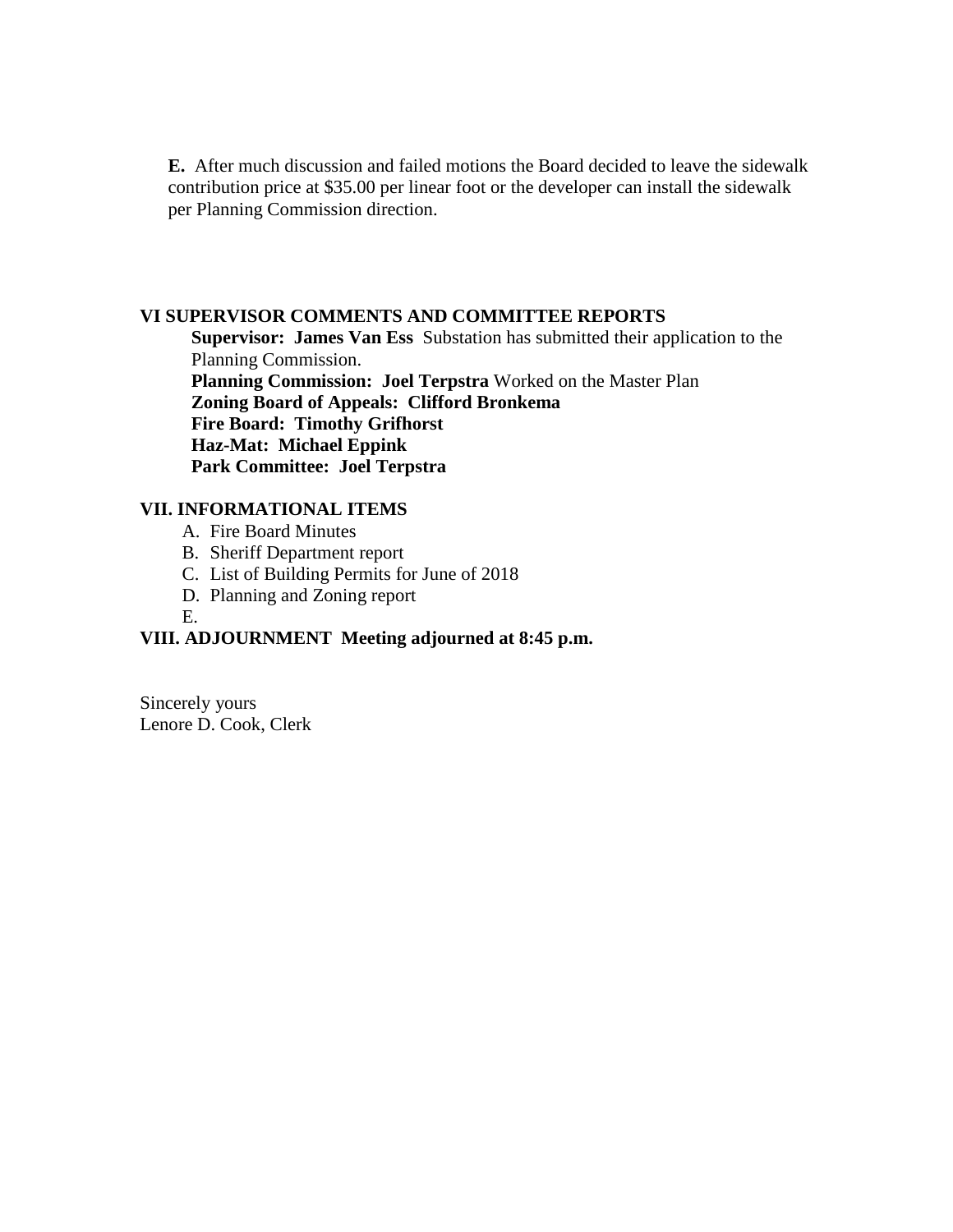**E.** After much discussion and failed motions the Board decided to leave the sidewalk contribution price at $35.00 per linear foot or the developer can install the sidewalk per Planning Commission direction.

**VI SUPERVISOR COMMENTS AND COMMITTEE REPORTS**

**Supervisor: James Van Ess** Substation has submitted their application to the Planning Commission.
**Planning Commission: Joel Terpstra** Worked on the Master Plan
**Zoning Board of Appeals: Clifford Bronkema**
**Fire Board: Timothy Grifhorst**
**Haz-Mat: Michael Eppink**
**Park Committee: Joel Terpstra**

**VII. INFORMATIONAL ITEMS**

A. Fire Board Minutes
B. Sheriff Department report
C. List of Building Permits for June of 2018
D. Planning and Zoning report
E.

**VIII. ADJOURNMENT Meeting adjourned at 8:45 p.m.**

Sincerely yours
Lenore D. Cook, Clerk